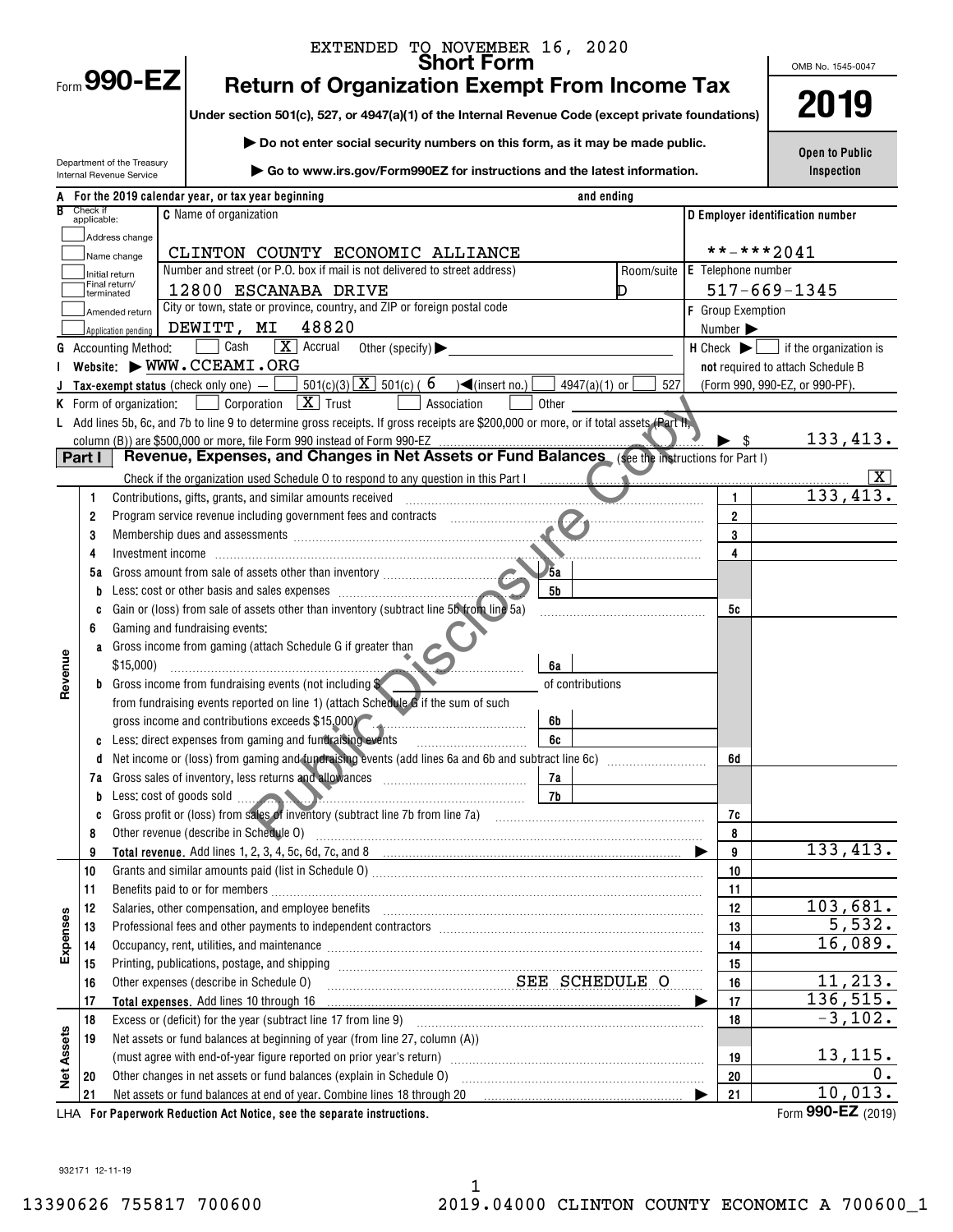EXTENDED TO NOVEMBER 16, 2020

Form **990-EZ**

# Short Form
# Return of Organization Exempt From Income Tax

**Under section 501(c), 527, or 4947(a)(1) of the Internal Revenue Code (except private foundations)**

▶ Do not enter social security numbers on this form, as it may be made public.

▶ Go to www.irs.gov/Form990EZ for instructions and the latest information.

Department of the Treasury
Internal Revenue Service

OMB No. 1545-0047

**2019**

**Open to Public Inspection**

**A** For the 2019 calendar year, or tax year beginning and ending

**B** Check if applicable: Address change, Name change, Initial return, Final return/terminated, Amended return, Application pending

**C** Name of organization: CLINTON COUNTY ECONOMIC ALLIANCE

Number and street (or P.O. box if mail is not delivered to street address): 12800 ESCANABA DRIVE — Room/suite: D

City or town, state or province, country, and ZIP or foreign postal code: DEWITT, MI 48820

**D** Employer identification number: **-***2041

**E** Telephone number: 517-669-1345

**F** Group Exemption Number ▶

**G** Accounting Method: ☐ Cash ☒ Accrual Other (specify) ▶

**H** Check ▶ ☐ if the organization is **not** required to attach Schedule B (Form 990, 990-EZ, or 990-PF).

**I** Website: ▶ WWW.CCEAMI.ORG

**J** Tax-exempt status (check only one) — ☐ 501(c)(3) ☒ 501(c) ( 6 ) ◀(insert no.) ☐ 4947(a)(1) or ☐ 527

**K** Form of organization: ☐ Corporation ☒ Trust ☐ Association ☐ Other

**L** Add lines 5b, 6c, and 7b to line 9 to determine gross receipts. If gross receipts are $200,000 or more, or if total assets (Part II, column (B)) are $500,000 or more, file Form 990 instead of Form 990-EZ ▶ $ 133,413.

## Part I Revenue, Expenses, and Changes in Net Assets or Fund Balances (see the instructions for Part I)

Check if the organization used Schedule O to respond to any question in this Part I ☒

| | Line | Description | | Amount |
|---|---|---|---|---|
| Revenue | 1 | Contributions, gifts, grants, and similar amounts received | 1 | 133,413. |
| | 2 | Program service revenue including government fees and contracts | 2 | |
| | 3 | Membership dues and assessments | 3 | |
| | 4 | Investment income | 4 | |
| | 5a | Gross amount from sale of assets other than inventory — 5a | | |
| | b | Less: cost or other basis and sales expenses — 5b | | |
| | c | Gain or (loss) from sale of assets other than inventory (subtract line 5b from line 5a) | 5c | |
| | 6 | Gaming and fundraising events: | | |
| | a | Gross income from gaming (attach Schedule G if greater than $15,000) — 6a | | |
| | b | Gross income from fundraising events (not including $ ____ of contributions from fundraising events reported on line 1) (attach Schedule G if the sum of such gross income and contributions exceeds $15,000) — 6b | | |
| | c | Less: direct expenses from gaming and fundraising events — 6c | | |
| | d | Net income or (loss) from gaming and fundraising events (add lines 6a and 6b and subtract line 6c) | 6d | |
| | 7a | Gross sales of inventory, less returns and allowances — 7a | | |
| | b | Less: cost of goods sold — 7b | | |
| | c | Gross profit or (loss) from sales of inventory (subtract line 7b from line 7a) | 7c | |
| | 8 | Other revenue (describe in Schedule O) | 8 | |
| | 9 | **Total revenue.** Add lines 1, 2, 3, 4, 5c, 6d, 7c, and 8 ▶ | 9 | 133,413. |
| Expenses | 10 | Grants and similar amounts paid (list in Schedule O) | 10 | |
| | 11 | Benefits paid to or for members | 11 | |
| | 12 | Salaries, other compensation, and employee benefits | 12 | 103,681. |
| | 13 | Professional fees and other payments to independent contractors | 13 | 5,532. |
| | 14 | Occupancy, rent, utilities, and maintenance | 14 | 16,089. |
| | 15 | Printing, publications, postage, and shipping | 15 | |
| | 16 | Other expenses (describe in Schedule O) SEE SCHEDULE O | 16 | 11,213. |
| | 17 | **Total expenses.** Add lines 10 through 16 ▶ | 17 | 136,515. |
| Net Assets | 18 | Excess or (deficit) for the year (subtract line 17 from line 9) | 18 | -3,102. |
| | 19 | Net assets or fund balances at beginning of year (from line 27, column (A)) (must agree with end-of-year figure reported on prior year's return) | 19 | 13,115. |
| | 20 | Other changes in net assets or fund balances (explain in Schedule O) | 20 | 0. |
| | 21 | Net assets or fund balances at end of year. Combine lines 18 through 20 ▶ | 21 | 10,013. |

LHA **For Paperwork Reduction Act Notice, see the separate instructions.** Form **990-EZ** (2019)

932171 12-11-19

13390626 755817 700600 2019.04000 CLINTON COUNTY ECONOMIC A 700600_1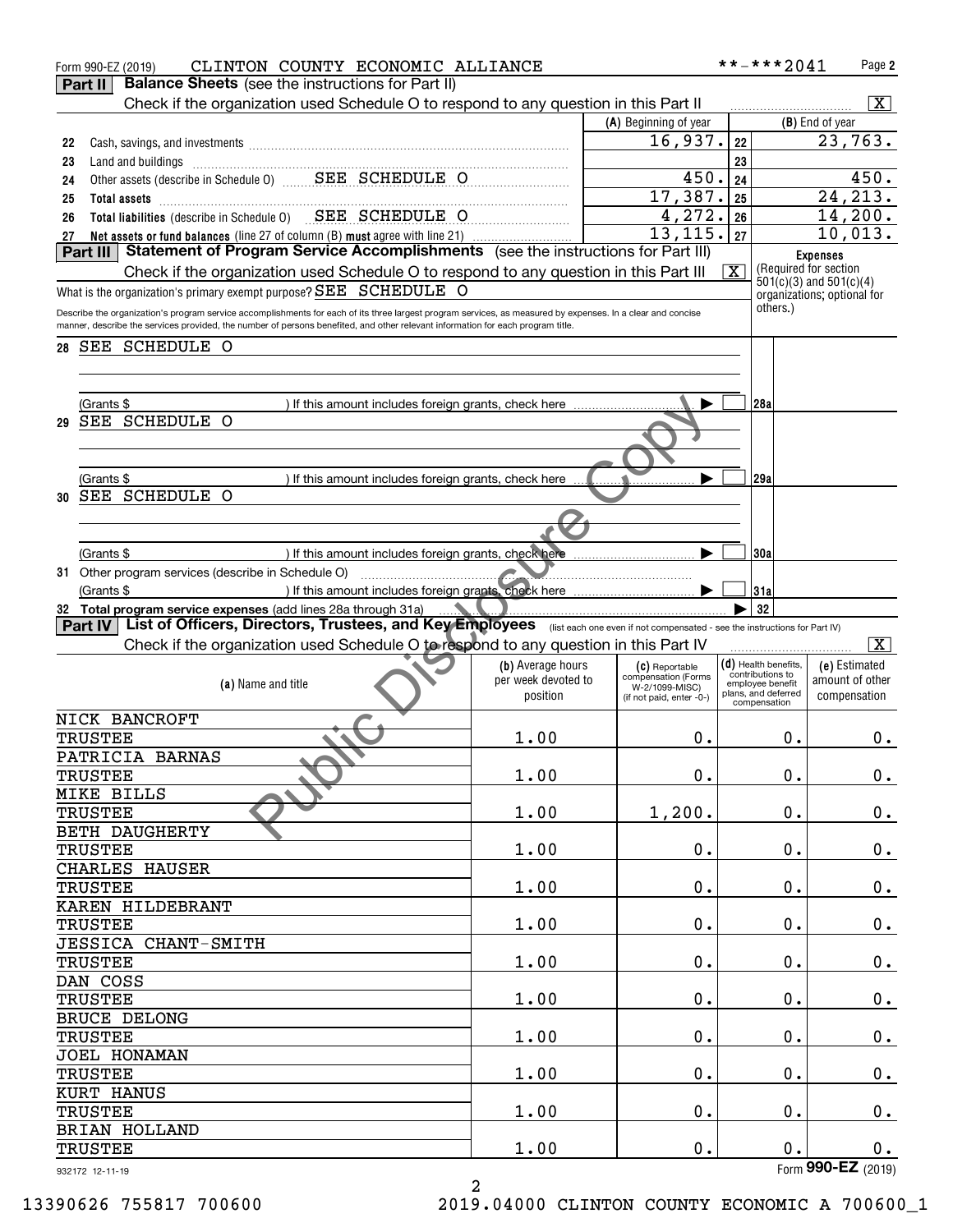Form 990-EZ (2019) CLINTON COUNTY ECONOMIC ALLIANCE **-***2041

**Part II** **Balance Sheets** (see the instructions for Part II)

Check if the organization used Schedule O to respond to any question in this Part II [X]

| | | (A) Beginning of year | | (B) End of year |
|---|---|---|---|---|
| 22 | Cash, savings, and investments | 16,937. | 22 | 23,763. |
| 23 | Land and buildings | | 23 | |
| 24 | Other assets (describe in Schedule O) SEE SCHEDULE O | 450. | 24 | 450. |
| 25 | **Total assets** | 17,387. | 25 | 24,213. |
| 26 | **Total liabilities** (describe in Schedule O) SEE SCHEDULE O | 4,272. | 26 | 14,200. |
| 27 | **Net assets or fund balances** (line 27 of column (B) **must** agree with line 21) | 13,115. | 27 | 10,013. |

**Part III** **Statement of Program Service Accomplishments** (see the instructions for Part III)

Check if the organization used Schedule O to respond to any question in this Part III [X]

**Expenses** (Required for section 501(c)(3) and 501(c)(4) organizations; optional for others.)

What is the organization's primary exempt purpose? SEE SCHEDULE O

Describe the organization's program service accomplishments for each of its three largest program services, as measured by expenses. In a clear and concise manner, describe the services provided, the number of persons benefited, and other relevant information for each program title.

28 SEE SCHEDULE O

(Grants $ ) If this amount includes foreign grants, check here [ ] 28a

29 SEE SCHEDULE O

(Grants $ ) If this amount includes foreign grants, check here [ ] 29a

30 SEE SCHEDULE O

(Grants $ ) If this amount includes foreign grants, check here [ ] 30a

31 Other program services (describe in Schedule O)

(Grants $ ) If this amount includes foreign grants, check here [ ] 31a

32 **Total program service expenses** (add lines 28a through 31a) 32

**Part IV** **List of Officers, Directors, Trustees, and Key Employees** (list each one even if not compensated - see the instructions for Part IV)

Check if the organization used Schedule O to respond to any question in this Part IV [X]

| (a) Name and title | (b) Average hours per week devoted to position | (c) Reportable compensation (Forms W-2/1099-MISC) (if not paid, enter -0-) | (d) Health benefits, contributions to employee benefit plans, and deferred compensation | (e) Estimated amount of other compensation |
|---|---|---|---|---|
| NICK BANCROFT<br>TRUSTEE | 1.00 | 0. | 0. | 0. |
| PATRICIA BARNAS<br>TRUSTEE | 1.00 | 0. | 0. | 0. |
| MIKE BILLS<br>TRUSTEE | 1.00 | 1,200. | 0. | 0. |
| BETH DAUGHERTY<br>TRUSTEE | 1.00 | 0. | 0. | 0. |
| CHARLES HAUSER<br>TRUSTEE | 1.00 | 0. | 0. | 0. |
| KAREN HILDEBRANT<br>TRUSTEE | 1.00 | 0. | 0. | 0. |
| JESSICA CHANT-SMITH<br>TRUSTEE | 1.00 | 0. | 0. | 0. |
| DAN COSS<br>TRUSTEE | 1.00 | 0. | 0. | 0. |
| BRUCE DELONG<br>TRUSTEE | 1.00 | 0. | 0. | 0. |
| JOEL HONAMAN<br>TRUSTEE | 1.00 | 0. | 0. | 0. |
| KURT HANUS<br>TRUSTEE | 1.00 | 0. | 0. | 0. |
| BRIAN HOLLAND<br>TRUSTEE | 1.00 | 0. | 0. | 0. |

932172 12-11-19 Form **990-EZ** (2019)

13390626 755817 700600 2019.04000 CLINTON COUNTY ECONOMIC A 700600_1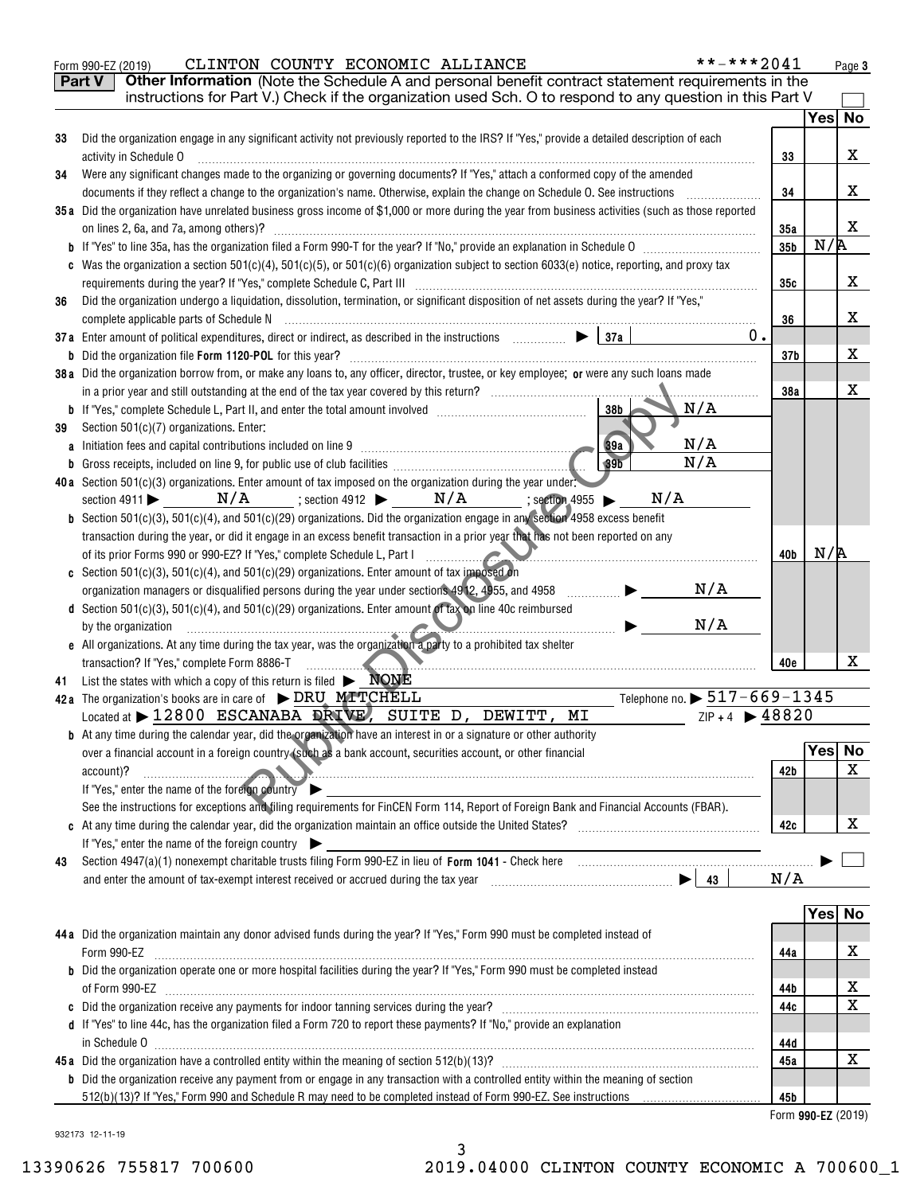Form 990-EZ (2019) CLINTON COUNTY ECONOMIC ALLIANCE **-***2041

## Part V Other Information

(Note the Schedule A and personal benefit contract statement requirements in the instructions for Part V.) Check if the organization used Sch. O to respond to any question in this Part V ☐

| | | Line | Yes | No |
|---|---|---|---|---|
| 33 | Did the organization engage in any significant activity not previously reported to the IRS? If "Yes," provide a detailed description of each activity in Schedule O | 33 | | X |
| 34 | Were any significant changes made to the organizing or governing documents? If "Yes," attach a conformed copy of the amended documents if they reflect a change to the organization's name. Otherwise, explain the change on Schedule O. See instructions | 34 | | X |
| 35a | Did the organization have unrelated business gross income of $1,000 or more during the year from business activities (such as those reported on lines 2, 6a, and 7a, among others)? | 35a | | X |
| b | If "Yes" to line 35a, has the organization filed a Form 990-T for the year? If "No," provide an explanation in Schedule O | 35b | N/A | |
| c | Was the organization a section 501(c)(4), 501(c)(5), or 501(c)(6) organization subject to section 6033(e) notice, reporting, and proxy tax requirements during the year? If "Yes," complete Schedule C, Part III | 35c | | X |
| 36 | Did the organization undergo a liquidation, dissolution, termination, or significant disposition of net assets during the year? If "Yes," complete applicable parts of Schedule N | 36 | | X |
| 37a | Enter amount of political expenditures, direct or indirect, as described in the instructions ▶ 37a 0. | | | |
| b | Did the organization file Form 1120-POL for this year? | 37b | | X |
| 38a | Did the organization borrow from, or make any loans to, any officer, director, trustee, or key employee; or were any such loans made in a prior year and still outstanding at the end of the tax year covered by this return? | 38a | | X |
| b | If "Yes," complete Schedule L, Part II, and enter the total amount involved 38b N/A | | | |
| 39 | Section 501(c)(7) organizations. Enter: | | | |
| a | Initiation fees and capital contributions included on line 9 39a N/A | | | |
| b | Gross receipts, included on line 9, for public use of club facilities 39b N/A | | | |
| 40a | Section 501(c)(3) organizations. Enter amount of tax imposed on the organization during the year under: section 4911 ▶ N/A ; section 4912 ▶ N/A ; section 4955 ▶ N/A | | | |
| b | Section 501(c)(3), 501(c)(4), and 501(c)(29) organizations. Did the organization engage in any section 4958 excess benefit transaction during the year, or did it engage in an excess benefit transaction in a prior year that has not been reported on any of its prior Forms 990 or 990-EZ? If "Yes," complete Schedule L, Part I | 40b | N/A | |
| c | Section 501(c)(3), 501(c)(4), and 501(c)(29) organizations. Enter amount of tax imposed on organization managers or disqualified persons during the year under sections 4912, 4955, and 4958 ▶ N/A | | | |
| d | Section 501(c)(3), 501(c)(4), and 501(c)(29) organizations. Enter amount of tax on line 40c reimbursed by the organization ▶ N/A | | | |
| e | All organizations. At any time during the tax year, was the organization a party to a prohibited tax shelter transaction? If "Yes," complete Form 8886-T | 40e | | X |

41 List the states with which a copy of this return is filed ▶ NONE

42a The organization's books are in care of ▶ DRU MITCHELL Telephone no. ▶ 517-669-1345
Located at ▶ 12800 ESCANABA DRIVE, SUITE D, DEWITT, MI ZIP + 4 ▶ 48820

| | | Line | Yes | No |
|---|---|---|---|---|
| b | At any time during the calendar year, did the organization have an interest in or a signature or other authority over a financial account in a foreign country (such as a bank account, securities account, or other financial account)? If "Yes," enter the name of the foreign country ▶ See the instructions for exceptions and filing requirements for FinCEN Form 114, Report of Foreign Bank and Financial Accounts (FBAR). | 42b | | X |
| c | At any time during the calendar year, did the organization maintain an office outside the United States? If "Yes," enter the name of the foreign country ▶ | 42c | | X |

43 Section 4947(a)(1) nonexempt charitable trusts filing Form 990-EZ in lieu of Form 1041 - Check here ▶ ☐ and enter the amount of tax-exempt interest received or accrued during the tax year ▶ 43 N/A

| | | Line | Yes | No |
|---|---|---|---|---|
| 44a | Did the organization maintain any donor advised funds during the year? If "Yes," Form 990 must be completed instead of Form 990-EZ | 44a | | X |
| b | Did the organization operate one or more hospital facilities during the year? If "Yes," Form 990 must be completed instead of Form 990-EZ | 44b | | X |
| c | Did the organization receive any payments for indoor tanning services during the year? | 44c | | X |
| d | If "Yes" to line 44c, has the organization filed a Form 720 to report these payments? If "No," provide an explanation in Schedule O | 44d | | |
| 45a | Did the organization have a controlled entity within the meaning of section 512(b)(13)? | 45a | | X |
| b | Did the organization receive any payment from or engage in any transaction with a controlled entity within the meaning of section 512(b)(13)? If "Yes," Form 990 and Schedule R may need to be completed instead of Form 990-EZ. See instructions | 45b | | |

Form 990-EZ (2019)

932173 12-11-19

13390626 755817 700600 2019.04000 CLINTON COUNTY ECONOMIC A 700600_1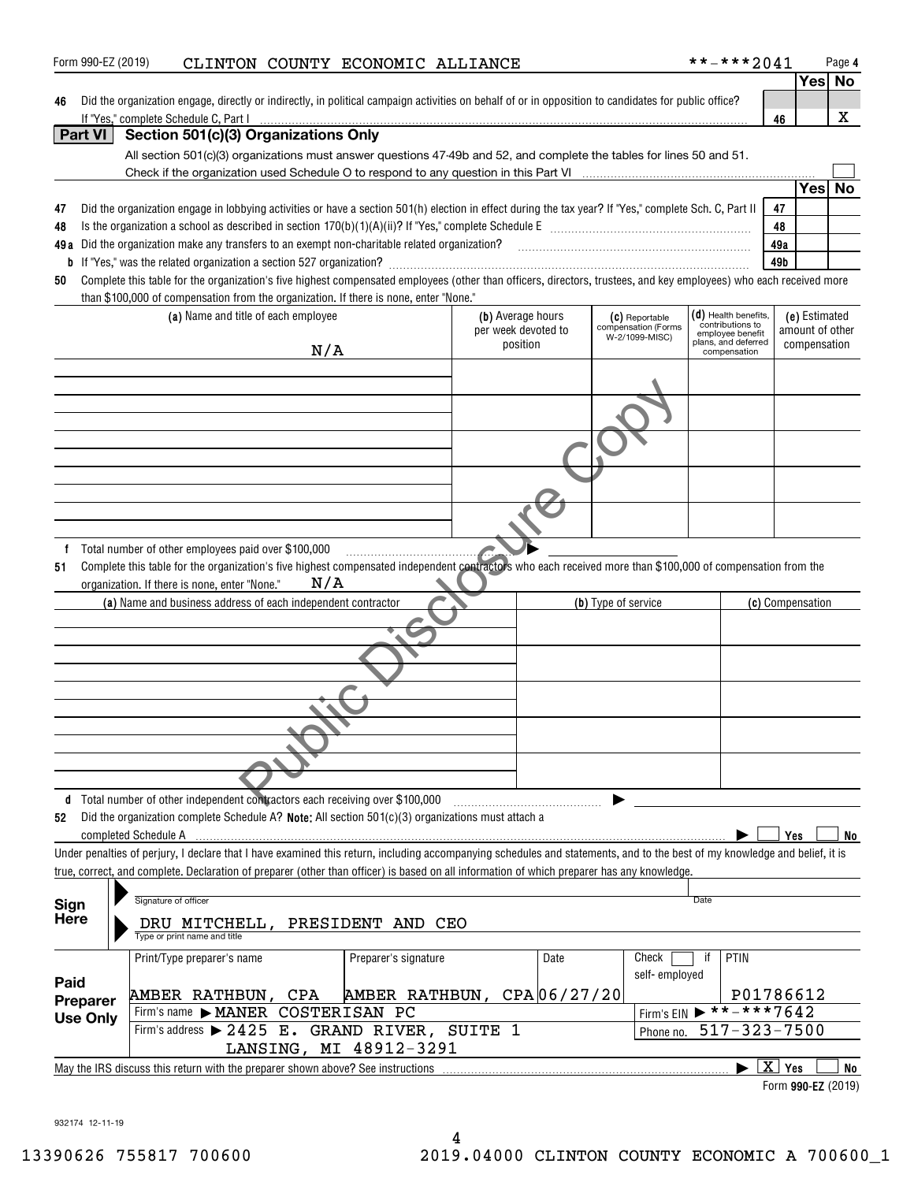Form 990-EZ (2019) CLINTON COUNTY ECONOMIC ALLIANCE **-***2041 Page 4

| | | | Yes | No |
|---|---|---|---|---|
| 46 | Did the organization engage, directly or indirectly, in political campaign activities on behalf of or in opposition to candidates for public office? If "Yes," complete Schedule C, Part I | 46 | | X |

## Part VI Section 501(c)(3) Organizations Only

All section 501(c)(3) organizations must answer questions 47-49b and 52, and complete the tables for lines 50 and 51.

Check if the organization used Schedule O to respond to any question in this Part VI ☐

| | | | Yes | No |
|---|---|---|---|---|
| 47 | Did the organization engage in lobbying activities or have a section 501(h) election in effect during the tax year? If "Yes," complete Sch. C, Part II | 47 | | |
| 48 | Is the organization a school as described in section 170(b)(1)(A)(ii)? If "Yes," complete Schedule E | 48 | | |
| 49a | Did the organization make any transfers to an exempt non-charitable related organization? | 49a | | |
| b | If "Yes," was the related organization a section 527 organization? | 49b | | |

**50** Complete this table for the organization's five highest compensated employees (other than officers, directors, trustees, and key employees) who each received more than $100,000 of compensation from the organization. If there is none, enter "None."

| (a) Name and title of each employee | (b) Average hours per week devoted to position | (c) Reportable compensation (Forms W-2/1099-MISC) | (d) Health benefits, contributions to employee benefit plans, and deferred compensation | (e) Estimated amount of other compensation |
|---|---|---|---|---|
| N/A | | | | |
| | | | | |
| | | | | |
| | | | | |
| | | | | |

**f** Total number of other employees paid over $100,000 ▶

**51** Complete this table for the organization's five highest compensated independent contractors who each received more than $100,000 of compensation from the organization. If there is none, enter "None." N/A

| (a) Name and business address of each independent contractor | (b) Type of service | (c) Compensation |
|---|---|---|
| | | |
| | | |
| | | |
| | | |
| | | |

**d** Total number of other independent contractors each receiving over $100,000 ▶

**52** Did the organization complete Schedule A? **Note:** All section 501(c)(3) organizations must attach a completed Schedule A ▶ ☐ Yes ☐ No

Under penalties of perjury, I declare that I have examined this return, including accompanying schedules and statements, and to the best of my knowledge and belief, it is true, correct, and complete. Declaration of preparer (other than officer) is based on all information of which preparer has any knowledge.

**Sign Here**

Signature of officer — Date

DRU MITCHELL, PRESIDENT AND CEO
Type or print name and title

**Paid Preparer Use Only**

| Print/Type preparer's name | Preparer's signature | Date | Check ☐ if self-employed | PTIN |
|---|---|---|---|---|
| AMBER RATHBUN, CPA | AMBER RATHBUN, CPA | 06/27/20 | | P01786612 |

Firm's name ▶ MANER COSTERISAN PC — Firm's EIN ▶ **-***7642

Firm's address ▶ 2425 E. GRAND RIVER, SUITE 1, LANSING, MI 48912-3291 — Phone no. 517-323-7500

May the IRS discuss this return with the preparer shown above? See instructions ▶ ☒ Yes ☐ No

Form **990-EZ** (2019)

932174 12-11-19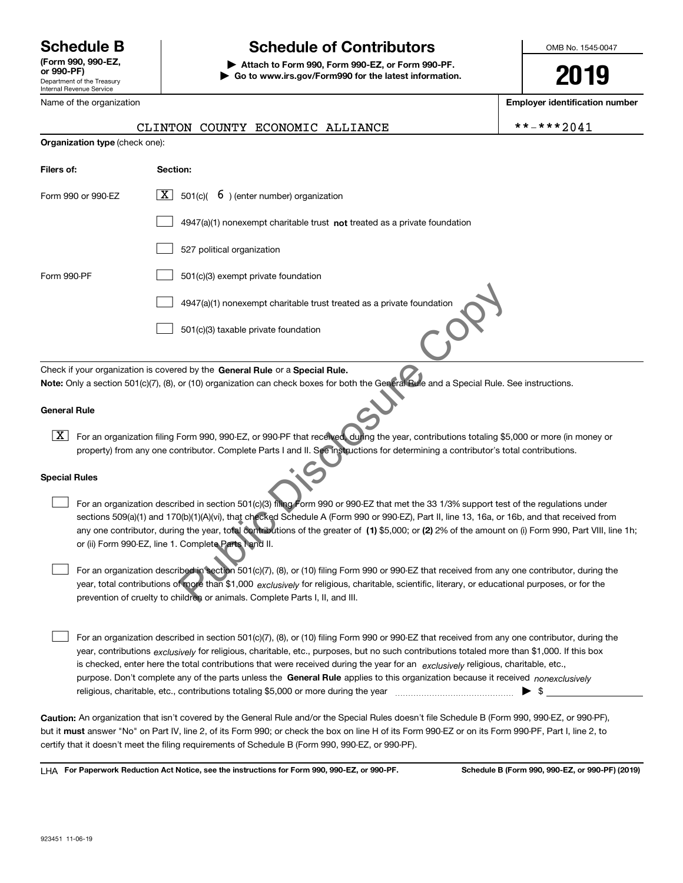# Schedule B

**(Form 990, 990-EZ, or 990-PF)**
Department of the Treasury
Internal Revenue Service

## Schedule of Contributors

▶ **Attach to Form 990, Form 990-EZ, or Form 990-PF.**
▶ **Go to www.irs.gov/Form990 for the latest information.**

OMB No. 1545-0047

**2019**

Name of the organization: CLINTON COUNTY ECONOMIC ALLIANCE

**Employer identification number**: **-***2041

**Organization type** (check one):

| **Filers of:** | **Section:** |
|---|---|
| Form 990 or 990-EZ | [X] 501(c)( 6 ) (enter number) organization |
| | [ ] 4947(a)(1) nonexempt charitable trust **not** treated as a private foundation |
| | [ ] 527 political organization |
| Form 990-PF | [ ] 501(c)(3) exempt private foundation |
| | [ ] 4947(a)(1) nonexempt charitable trust treated as a private foundation |
| | [ ] 501(c)(3) taxable private foundation |

Check if your organization is covered by the **General Rule** or a **Special Rule.**

**Note:** Only a section 501(c)(7), (8), or (10) organization can check boxes for both the General Rule and a Special Rule. See instructions.

### General Rule

[X] For an organization filing Form 990, 990-EZ, or 990-PF that received, during the year, contributions totaling $5,000 or more (in money or property) from any one contributor. Complete Parts I and II. See instructions for determining a contributor's total contributions.

### Special Rules

[ ] For an organization described in section 501(c)(3) filing Form 990 or 990-EZ that met the 33 1/3% support test of the regulations under sections 509(a)(1) and 170(b)(1)(A)(vi), that checked Schedule A (Form 990 or 990-EZ), Part II, line 13, 16a, or 16b, and that received from any one contributor, during the year, total contributions of the greater of **(1)** $5,000; or **(2)** 2% of the amount on (i) Form 990, Part VIII, line 1h; or (ii) Form 990-EZ, line 1. Complete Parts I and II.

[ ] For an organization described in section 501(c)(7), (8), or (10) filing Form 990 or 990-EZ that received from any one contributor, during the year, total contributions of more than $1,000 *exclusively* for religious, charitable, scientific, literary, or educational purposes, or for the prevention of cruelty to children or animals. Complete Parts I, II, and III.

[ ] For an organization described in section 501(c)(7), (8), or (10) filing Form 990 or 990-EZ that received from any one contributor, during the year, contributions *exclusively* for religious, charitable, etc., purposes, but no such contributions totaled more than $1,000. If this box is checked, enter here the total contributions that were received during the year for an *exclusively* religious, charitable, etc., purpose. Don't complete any of the parts unless the **General Rule** applies to this organization because it received *nonexclusively* religious, charitable, etc., contributions totaling $5,000 or more during the year ▶ $ ____________

**Caution:** An organization that isn't covered by the General Rule and/or the Special Rules doesn't file Schedule B (Form 990, 990-EZ, or 990-PF), but it **must** answer "No" on Part IV, line 2, of its Form 990; or check the box on line H of its Form 990-EZ or on its Form 990-PF, Part I, line 2, to certify that it doesn't meet the filing requirements of Schedule B (Form 990, 990-EZ, or 990-PF).

LHA **For Paperwork Reduction Act Notice, see the instructions for Form 990, 990-EZ, or 990-PF.** **Schedule B (Form 990, 990-EZ, or 990-PF) (2019)**

923451 11-06-19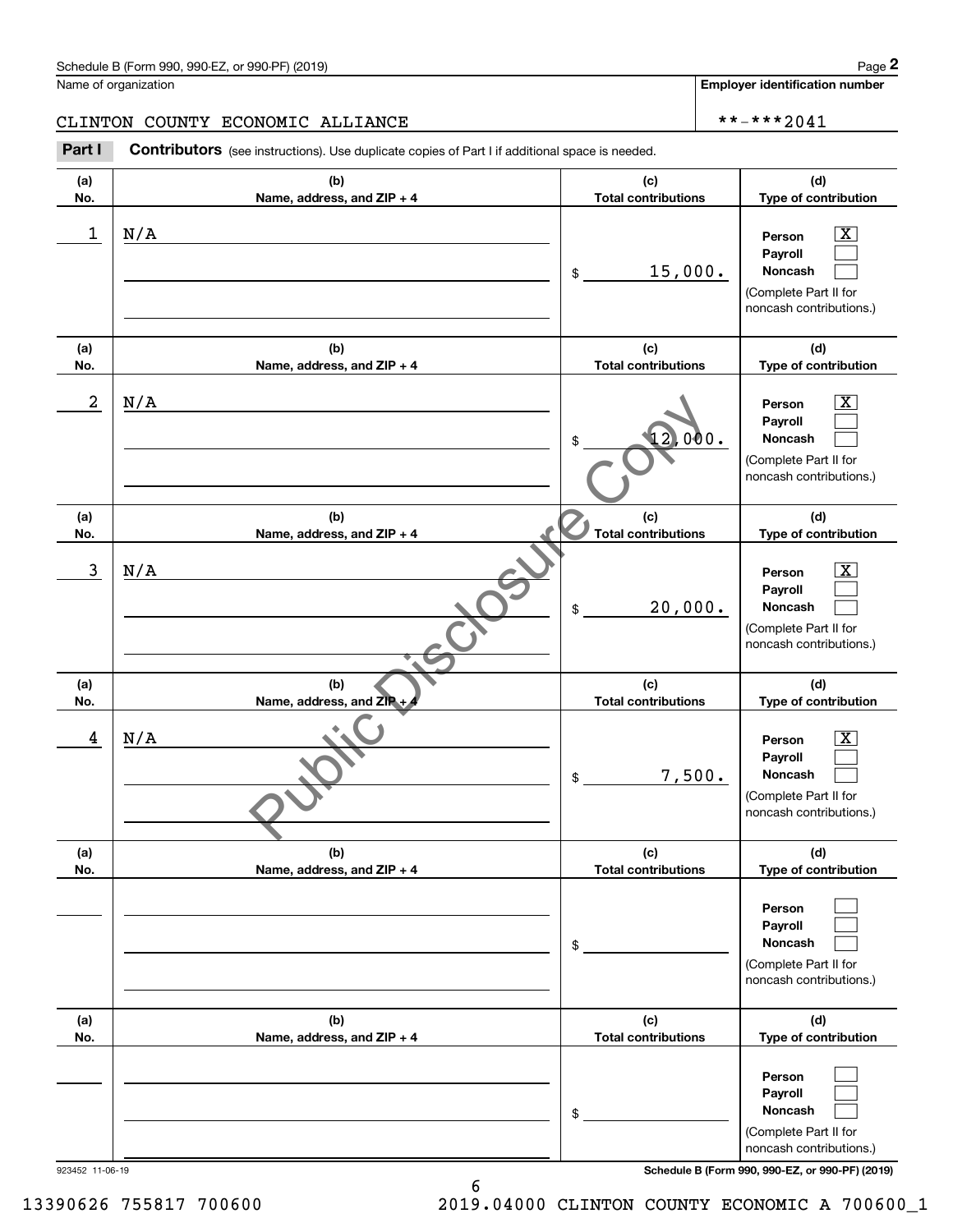Schedule B (Form 990, 990-EZ, or 990-PF) (2019)

Name of organization: CLINTON COUNTY ECONOMIC ALLIANCE

Employer identification number: **-***2041

**Part I** **Contributors** (see instructions). Use duplicate copies of Part I if additional space is needed.

| (a) No. | (b) Name, address, and ZIP + 4 | (c) Total contributions | (d) Type of contribution |
|---|---|---|---|
| 1 | N/A | $ 15,000. | Person [X] Payroll [ ] Noncash [ ] (Complete Part II for noncash contributions.) |
| 2 | N/A | $ 12,000. | Person [X] Payroll [ ] Noncash [ ] (Complete Part II for noncash contributions.) |
| 3 | N/A | $ 20,000. | Person [X] Payroll [ ] Noncash [ ] (Complete Part II for noncash contributions.) |
| 4 | N/A | $ 7,500. | Person [X] Payroll [ ] Noncash [ ] (Complete Part II for noncash contributions.) |
| | | $ | Person [ ] Payroll [ ] Noncash [ ] (Complete Part II for noncash contributions.) |
| | | $ | Person [ ] Payroll [ ] Noncash [ ] (Complete Part II for noncash contributions.) |

Public Disclosure Copy

923452 11-06-19

Schedule B (Form 990, 990-EZ, or 990-PF) (2019)

13390626 755817 700600 2019.04000 CLINTON COUNTY ECONOMIC A 700600_1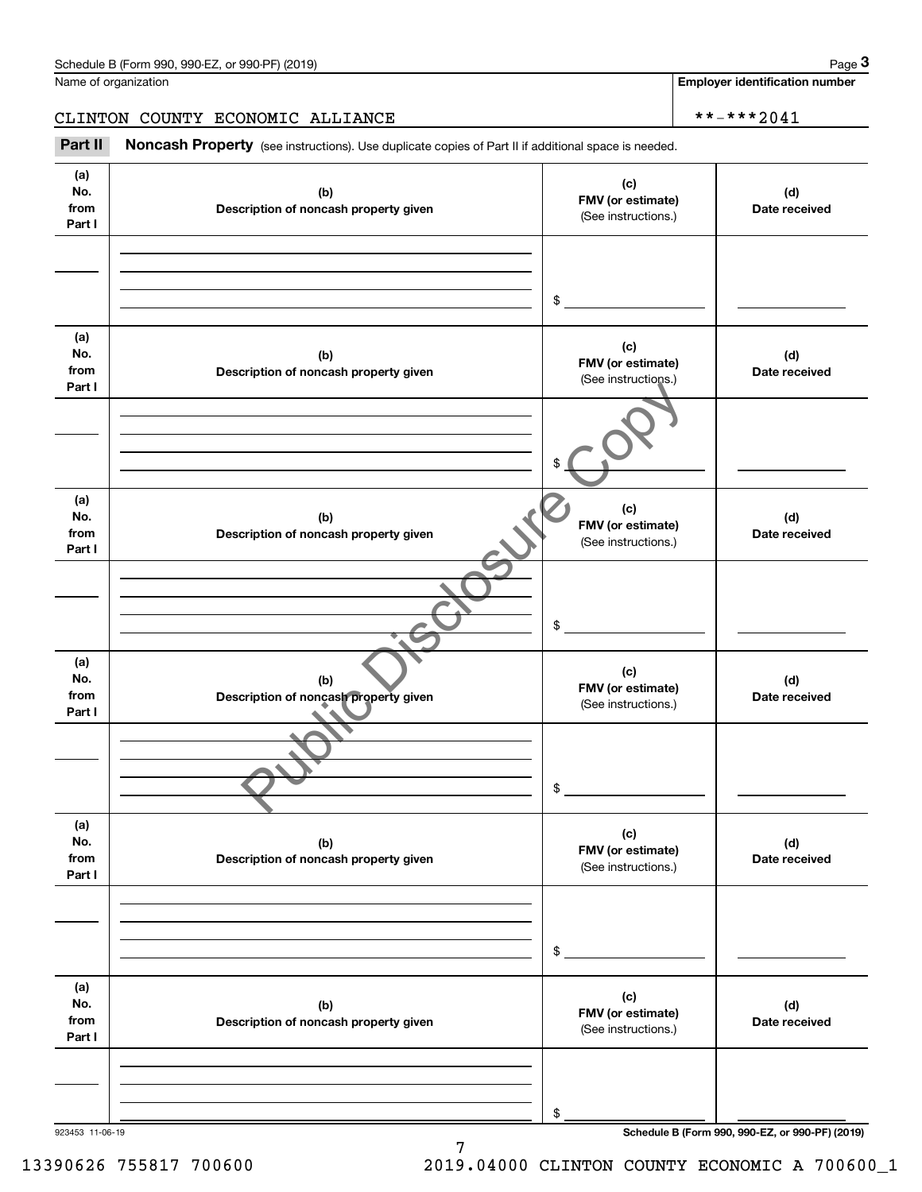Name of organization

CLINTON COUNTY ECONOMIC ALLIANCE

**Employer identification number**

**-***2041

**Part II** **Noncash Property** (see instructions). Use duplicate copies of Part II if additional space is needed.

| (a) No. from Part I | (b) Description of noncash property given | (c) FMV (or estimate) (See instructions.) | (d) Date received |
|---|---|---|---|
| | | $ | |

| (a) No. from Part I | (b) Description of noncash property given | (c) FMV (or estimate) (See instructions.) | (d) Date received |
|---|---|---|---|
| | | $ | |

| (a) No. from Part I | (b) Description of noncash property given | (c) FMV (or estimate) (See instructions.) | (d) Date received |
|---|---|---|---|
| | | $ | |

| (a) No. from Part I | (b) Description of noncash property given | (c) FMV (or estimate) (See instructions.) | (d) Date received |
|---|---|---|---|
| | | $ | |

| (a) No. from Part I | (b) Description of noncash property given | (c) FMV (or estimate) (See instructions.) | (d) Date received |
|---|---|---|---|
| | | $ | |

| (a) No. from Part I | (b) Description of noncash property given | (c) FMV (or estimate) (See instructions.) | (d) Date received |
|---|---|---|---|
| | | $ | |

Public Disclosure Copy

923453 11-06-19

**Schedule B (Form 990, 990-EZ, or 990-PF) (2019)**

13390626 755817 700600 2019.04000 CLINTON COUNTY ECONOMIC A 700600_1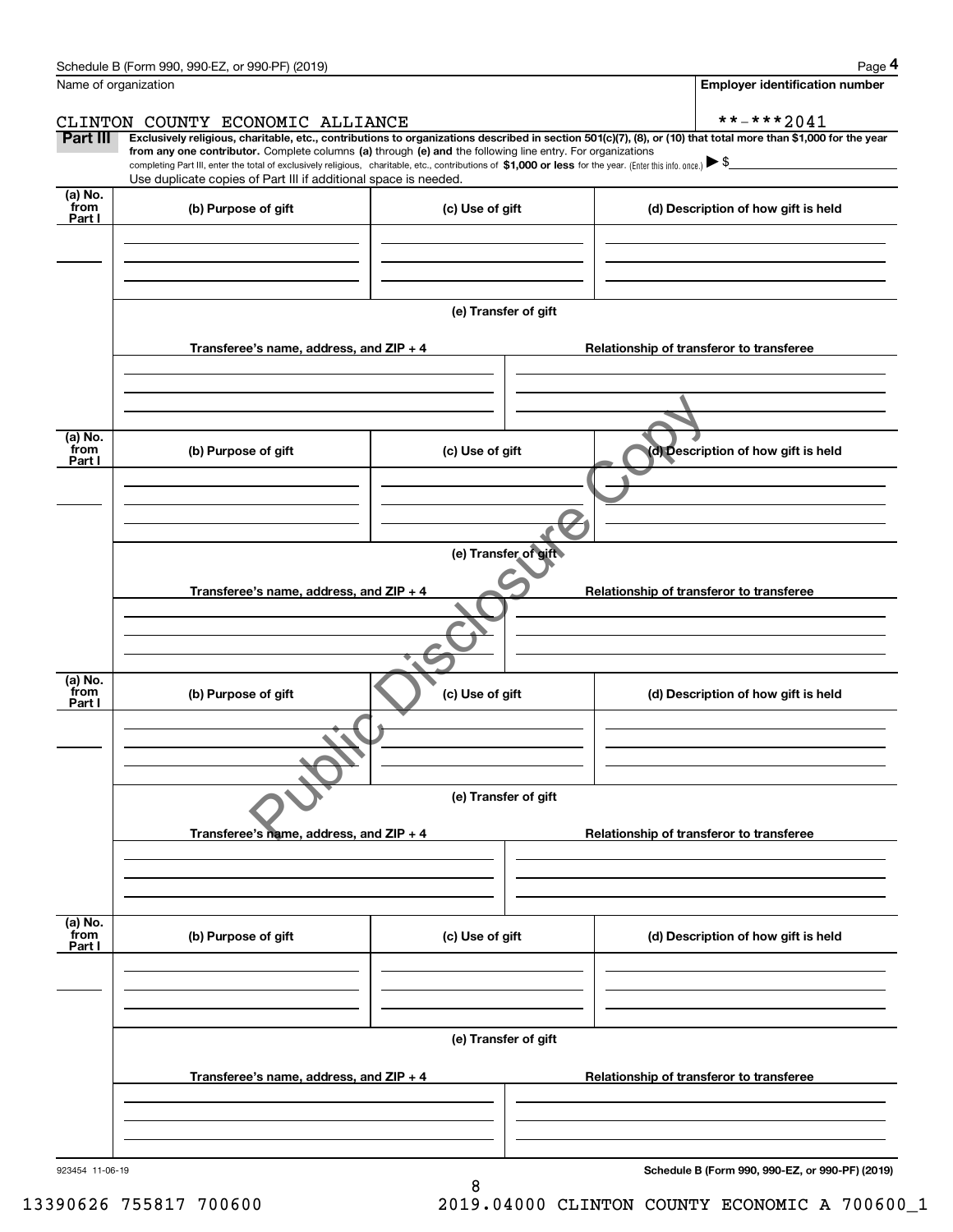Schedule B (Form 990, 990-EZ, or 990-PF) (2019)

Name of organization: CLINTON COUNTY ECONOMIC ALLIANCE

Employer identification number: **-***2041

**Part III** Exclusively religious, charitable, etc., contributions to organizations described in section 501(c)(7), (8), or (10) that total more than $1,000 for the year from any one contributor. Complete columns (a) through (e) and the following line entry. For organizations completing Part III, enter the total of exclusively religious, charitable, etc., contributions of $1,000 or less for the year. (Enter this info. once.) ▶ $

Use duplicate copies of Part III if additional space is needed.

| (a) No. from Part I | (b) Purpose of gift | (c) Use of gift | (d) Description of how gift is held |
|---|---|---|---|
| | | | |

(e) Transfer of gift

| Transferee's name, address, and ZIP + 4 | Relationship of transferor to transferee |
|---|---|
| | |

| (a) No. from Part I | (b) Purpose of gift | (c) Use of gift | (d) Description of how gift is held |
|---|---|---|---|
| | | | |

(e) Transfer of gift

| Transferee's name, address, and ZIP + 4 | Relationship of transferor to transferee |
|---|---|
| | |

| (a) No. from Part I | (b) Purpose of gift | (c) Use of gift | (d) Description of how gift is held |
|---|---|---|---|
| | | | |

(e) Transfer of gift

| Transferee's name, address, and ZIP + 4 | Relationship of transferor to transferee |
|---|---|
| | |

| (a) No. from Part I | (b) Purpose of gift | (c) Use of gift | (d) Description of how gift is held |
|---|---|---|---|
| | | | |

(e) Transfer of gift

| Transferee's name, address, and ZIP + 4 | Relationship of transferor to transferee |
|---|---|
| | |

Public Disclosure Copy

923454 11-06-19

Schedule B (Form 990, 990-EZ, or 990-PF) (2019)

13390626 755817 700600 2019.04000 CLINTON COUNTY ECONOMIC A 700600_1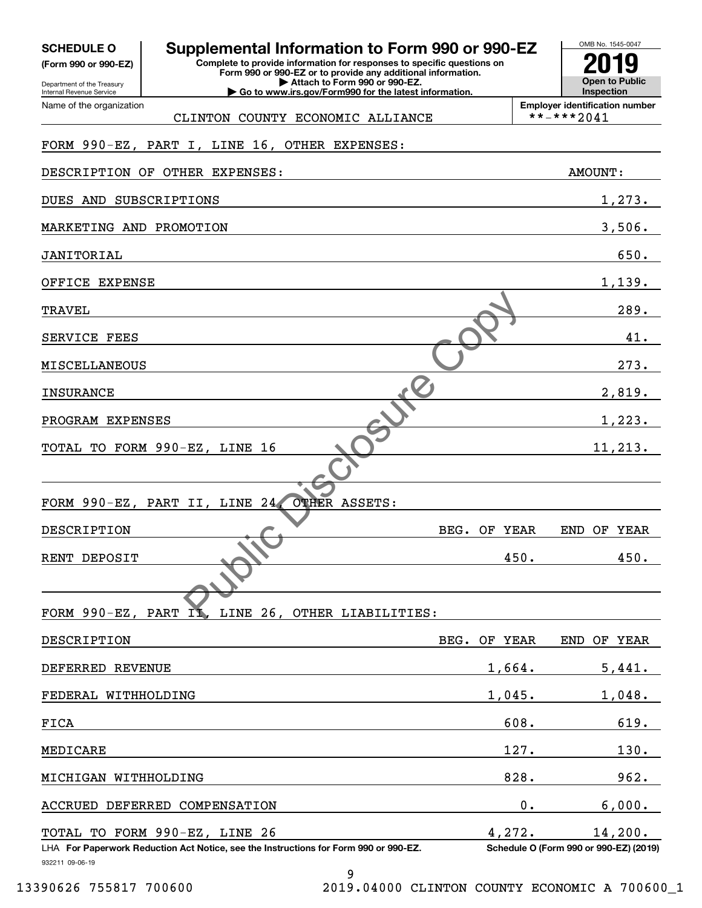**SCHEDULE O (Form 990 or 990-EZ)**

Department of the Treasury
Internal Revenue Service

# Supplemental Information to Form 990 or 990-EZ

**Complete to provide information for responses to specific questions on Form 990 or 990-EZ or to provide any additional information.**
**▶ Attach to Form 990 or 990-EZ.**
**▶ Go to www.irs.gov/Form990 for the latest information.**

OMB No. 1545-0047

**2019**

**Open to Public Inspection**

Name of the organization: CLINTON COUNTY ECONOMIC ALLIANCE

**Employer identification number:** **-***2041

FORM 990-EZ, PART I, LINE 16, OTHER EXPENSES:

| DESCRIPTION OF OTHER EXPENSES: | AMOUNT: |
|---|---|
| DUES AND SUBSCRIPTIONS | 1,273. |
| MARKETING AND PROMOTION | 3,506. |
| JANITORIAL | 650. |
| OFFICE EXPENSE | 1,139. |
| TRAVEL | 289. |
| SERVICE FEES | 41. |
| MISCELLANEOUS | 273. |
| INSURANCE | 2,819. |
| PROGRAM EXPENSES | 1,223. |
| TOTAL TO FORM 990-EZ, LINE 16 | 11,213. |

FORM 990-EZ, PART II, LINE 24, OTHER ASSETS:

| DESCRIPTION | BEG. OF YEAR | END OF YEAR |
|---|---|---|
| RENT DEPOSIT | 450. | 450. |

FORM 990-EZ, PART II, LINE 26, OTHER LIABILITIES:

| DESCRIPTION | BEG. OF YEAR | END OF YEAR |
|---|---|---|
| DEFERRED REVENUE | 1,664. | 5,441. |
| FEDERAL WITHHOLDING | 1,045. | 1,048. |
| FICA | 608. | 619. |
| MEDICARE | 127. | 130. |
| MICHIGAN WITHHOLDING | 828. | 962. |
| ACCRUED DEFERRED COMPENSATION | 0. | 6,000. |
| TOTAL TO FORM 990-EZ, LINE 26 | 4,272. | 14,200. |

LHA **For Paperwork Reduction Act Notice, see the Instructions for Form 990 or 990-EZ.** **Schedule O (Form 990 or 990-EZ) (2019)**

932211 09-06-19

13390626 755817 700600 2019.04000 CLINTON COUNTY ECONOMIC A 700600_1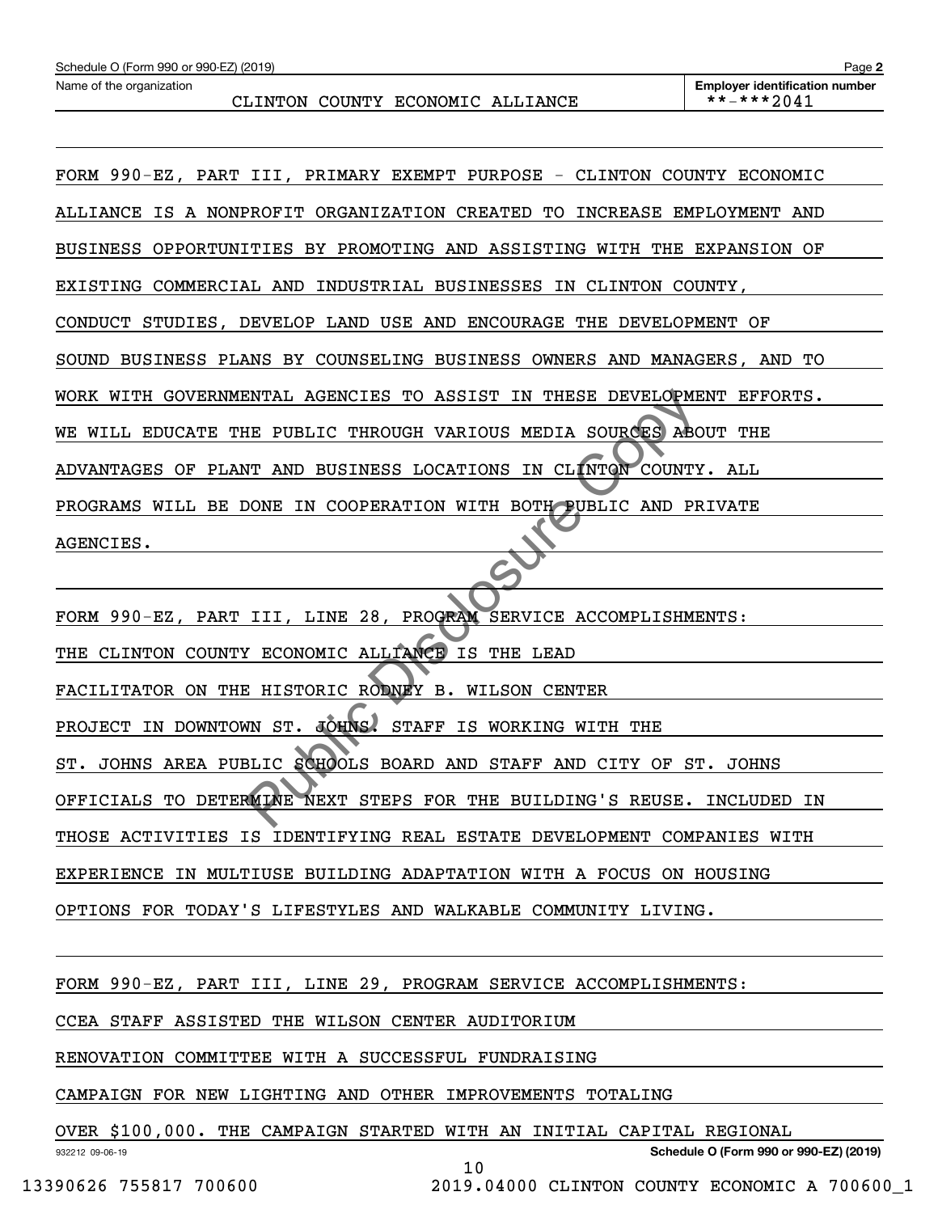Schedule O (Form 990 or 990-EZ) (2019)

Name of the organization: CLINTON COUNTY ECONOMIC ALLIANCE

Employer identification number: **-***2041

FORM 990-EZ, PART III, PRIMARY EXEMPT PURPOSE - CLINTON COUNTY ECONOMIC ALLIANCE IS A NONPROFIT ORGANIZATION CREATED TO INCREASE EMPLOYMENT AND BUSINESS OPPORTUNITIES BY PROMOTING AND ASSISTING WITH THE EXPANSION OF EXISTING COMMERCIAL AND INDUSTRIAL BUSINESSES IN CLINTON COUNTY, CONDUCT STUDIES, DEVELOP LAND USE AND ENCOURAGE THE DEVELOPMENT OF SOUND BUSINESS PLANS BY COUNSELING BUSINESS OWNERS AND MANAGERS, AND TO WORK WITH GOVERNMENTAL AGENCIES TO ASSIST IN THESE DEVELOPMENT EFFORTS. WE WILL EDUCATE THE PUBLIC THROUGH VARIOUS MEDIA SOURCES ABOUT THE ADVANTAGES OF PLANT AND BUSINESS LOCATIONS IN CLINTON COUNTY. ALL PROGRAMS WILL BE DONE IN COOPERATION WITH BOTH PUBLIC AND PRIVATE AGENCIES.

FORM 990-EZ, PART III, LINE 28, PROGRAM SERVICE ACCOMPLISHMENTS:
THE CLINTON COUNTY ECONOMIC ALLIANCE IS THE LEAD FACILITATOR ON THE HISTORIC RODNEY B. WILSON CENTER PROJECT IN DOWNTOWN ST. JOHNS. STAFF IS WORKING WITH THE ST. JOHNS AREA PUBLIC SCHOOLS BOARD AND STAFF AND CITY OF ST. JOHNS OFFICIALS TO DETERMINE NEXT STEPS FOR THE BUILDING'S REUSE. INCLUDED IN THOSE ACTIVITIES IS IDENTIFYING REAL ESTATE DEVELOPMENT COMPANIES WITH EXPERIENCE IN MULTIUSE BUILDING ADAPTATION WITH A FOCUS ON HOUSING OPTIONS FOR TODAY'S LIFESTYLES AND WALKABLE COMMUNITY LIVING.

FORM 990-EZ, PART III, LINE 29, PROGRAM SERVICE ACCOMPLISHMENTS:
CCEA STAFF ASSISTED THE WILSON CENTER AUDITORIUM RENOVATION COMMITTEE WITH A SUCCESSFUL FUNDRAISING CAMPAIGN FOR NEW LIGHTING AND OTHER IMPROVEMENTS TOTALING OVER $100,000. THE CAMPAIGN STARTED WITH AN INITIAL CAPITAL REGIONAL

932212 09-06-19

Schedule O (Form 990 or 990-EZ) (2019)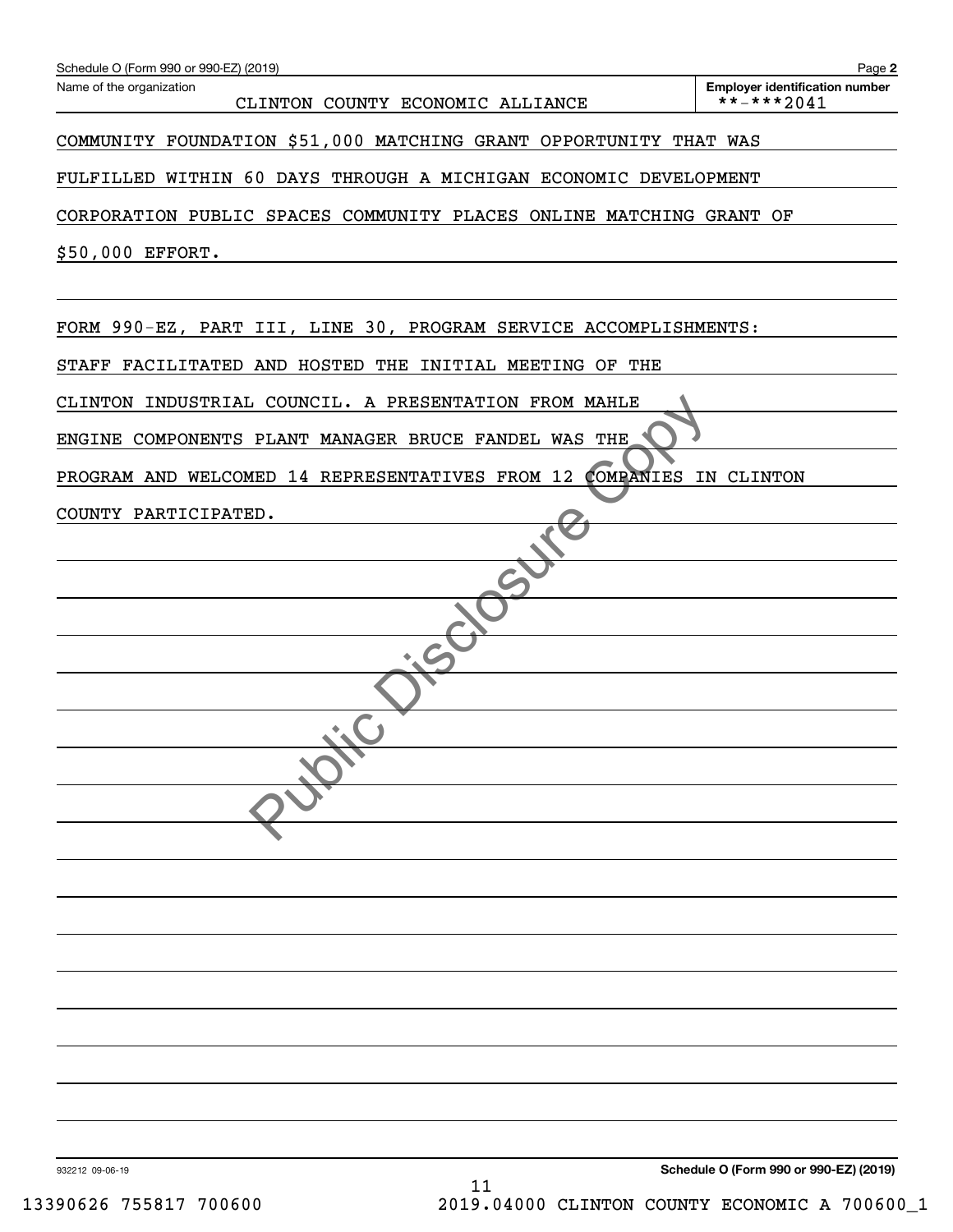Name of the organization: CLINTON COUNTY ECONOMIC ALLIANCE

Employer identification number: **-***2041

COMMUNITY FOUNDATION $51,000 MATCHING GRANT OPPORTUNITY THAT WAS FULFILLED WITHIN 60 DAYS THROUGH A MICHIGAN ECONOMIC DEVELOPMENT CORPORATION PUBLIC SPACES COMMUNITY PLACES ONLINE MATCHING GRANT OF $50,000 EFFORT.

FORM 990-EZ, PART III, LINE 30, PROGRAM SERVICE ACCOMPLISHMENTS:

STAFF FACILITATED AND HOSTED THE INITIAL MEETING OF THE CLINTON INDUSTRIAL COUNCIL. A PRESENTATION FROM MAHLE ENGINE COMPONENTS PLANT MANAGER BRUCE FANDEL WAS THE PROGRAM AND WELCOMED 14 REPRESENTATIVES FROM 12 COMPANIES IN CLINTON COUNTY PARTICIPATED.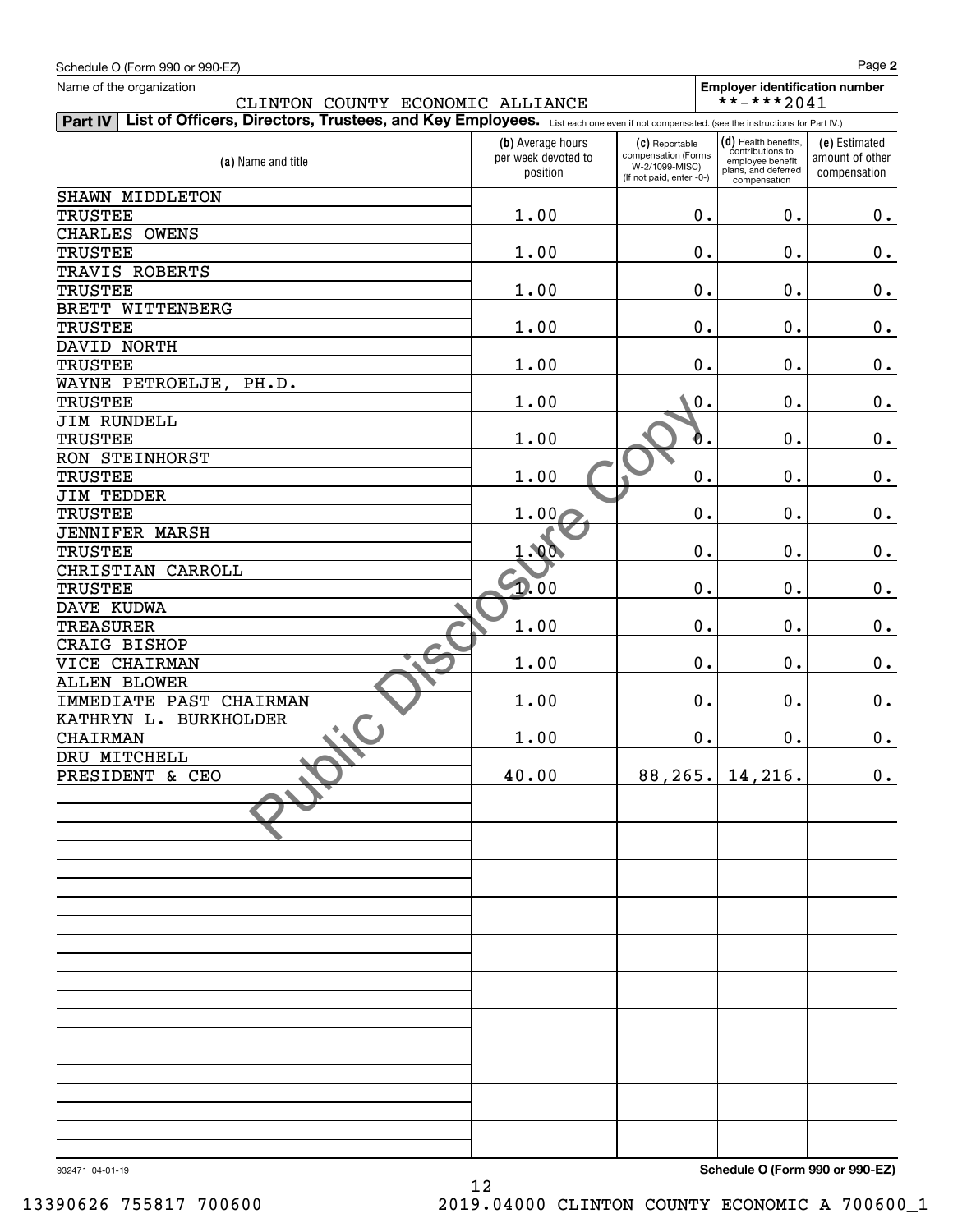Schedule O (Form 990 or 990-EZ)

Name of the organization: CLINTON COUNTY ECONOMIC ALLIANCE

Employer identification number: **-***2041

**Part IV** **List of Officers, Directors, Trustees, and Key Employees.** List each one even if not compensated. (see the instructions for Part IV.)

| (a) Name and title | (b) Average hours per week devoted to position | (c) Reportable compensation (Forms W-2/1099-MISC) (If not paid, enter -0-) | (d) Health benefits, contributions to employee benefit plans, and deferred compensation | (e) Estimated amount of other compensation |
|---|---|---|---|---|
| SHAWN MIDDLETON<br>TRUSTEE | 1.00 | 0. | 0. | 0. |
| CHARLES OWENS<br>TRUSTEE | 1.00 | 0. | 0. | 0. |
| TRAVIS ROBERTS<br>TRUSTEE | 1.00 | 0. | 0. | 0. |
| BRETT WITTENBERG<br>TRUSTEE | 1.00 | 0. | 0. | 0. |
| DAVID NORTH<br>TRUSTEE | 1.00 | 0. | 0. | 0. |
| WAYNE PETROELJE, PH.D.<br>TRUSTEE | 1.00 | 0. | 0. | 0. |
| JIM RUNDELL<br>TRUSTEE | 1.00 | 0. | 0. | 0. |
| RON STEINHORST<br>TRUSTEE | 1.00 | 0. | 0. | 0. |
| JIM TEDDER<br>TRUSTEE | 1.00 | 0. | 0. | 0. |
| JENNIFER MARSH<br>TRUSTEE | 1.00 | 0. | 0. | 0. |
| CHRISTIAN CARROLL<br>TRUSTEE | 1.00 | 0. | 0. | 0. |
| DAVE KUDWA<br>TREASURER | 1.00 | 0. | 0. | 0. |
| CRAIG BISHOP<br>VICE CHAIRMAN | 1.00 | 0. | 0. | 0. |
| ALLEN BLOWER<br>IMMEDIATE PAST CHAIRMAN | 1.00 | 0. | 0. | 0. |
| KATHRYN L. BURKHOLDER<br>CHAIRMAN | 1.00 | 0. | 0. | 0. |
| DRU MITCHELL<br>PRESIDENT & CEO | 40.00 | 88,265. | 14,216. | 0. |

932471 04-01-19

Schedule O (Form 990 or 990-EZ)

13390626 755817 700600 2019.04000 CLINTON COUNTY ECONOMIC A 700600_1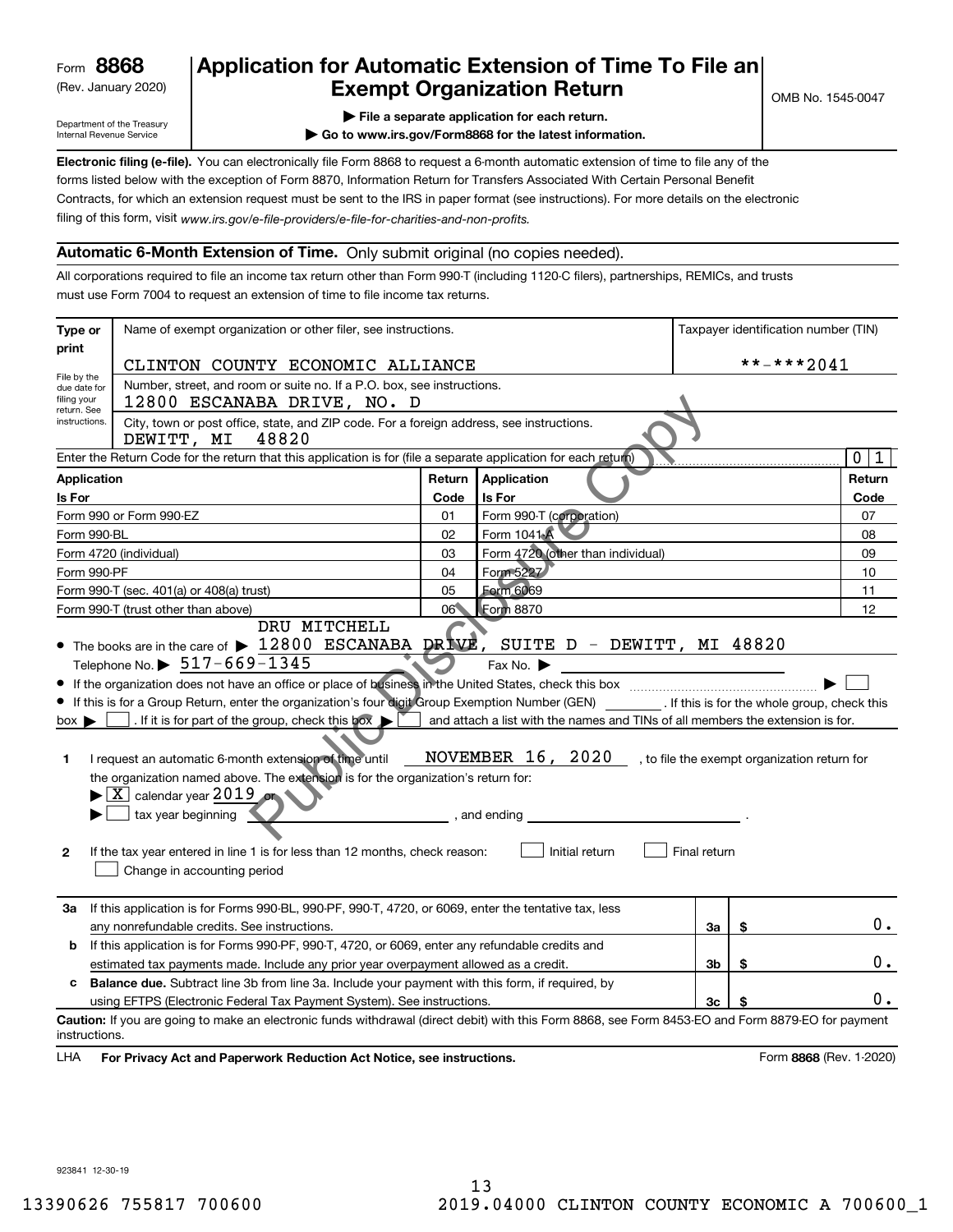Form **8868** (Rev. January 2020)

Department of the Treasury Internal Revenue Service

# Application for Automatic Extension of Time To File an Exempt Organization Return

OMB No. 1545-0047

▶ File a separate application for each return.

▶ Go to www.irs.gov/Form8868 for the latest information.

**Electronic filing (e-file).** You can electronically file Form 8868 to request a 6-month automatic extension of time to file any of the forms listed below with the exception of Form 8870, Information Return for Transfers Associated With Certain Personal Benefit Contracts, for which an extension request must be sent to the IRS in paper format (see instructions). For more details on the electronic filing of this form, visit *www.irs.gov/e-file-providers/e-file-for-charities-and-non-profits.*

## Automatic 6-Month Extension of Time. Only submit original (no copies needed).

All corporations required to file an income tax return other than Form 990-T (including 1120-C filers), partnerships, REMICs, and trusts must use Form 7004 to request an extension of time to file income tax returns.

| Type or print | | |
|---|---|---|
| File by the due date for filing your return. See instructions. | Name of exempt organization or other filer, see instructions. CLINTON COUNTY ECONOMIC ALLIANCE | Taxpayer identification number (TIN) **-***2041 |
| | Number, street, and room or suite no. If a P.O. box, see instructions. 12800 ESCANABA DRIVE, NO. D | |
| | City, town or post office, state, and ZIP code. For a foreign address, see instructions. DEWITT, MI 48820 | |

Enter the Return Code for the return that this application is for (file a separate application for each return) 0 1

| Application Is For | Return Code | Application Is For | Return Code |
|---|---|---|---|
| Form 990 or Form 990-EZ | 01 | Form 990-T (corporation) | 07 |
| Form 990-BL | 02 | Form 1041-A | 08 |
| Form 4720 (individual) | 03 | Form 4720 (other than individual) | 09 |
| Form 990-PF | 04 | Form 5227 | 10 |
| Form 990-T (sec. 401(a) or 408(a) trust) | 05 | Form 6069 | 11 |
| Form 990-T (trust other than above) | 06 | Form 8870 | 12 |

- The books are in the care of ▶ DRU MITCHELL 12800 ESCANABA DRIVE, SUITE D - DEWITT, MI 48820
  Telephone No. ▶ 517-669-1345 Fax No. ▶
- If the organization does not have an office or place of business in the United States, check this box ▶ ☐
- If this is for a Group Return, enter the organization's four digit Group Exemption Number (GEN) ______. If this is for the whole group, check this box ▶ ☐. If it is for part of the group, check this box ▶ ☐ and attach a list with the names and TINs of all members the extension is for.

**1** I request an automatic 6-month extension of time until NOVEMBER 16, 2020, to file the exempt organization return for the organization named above. The extension is for the organization's return for:

▶ ☒ calendar year 2019 or

▶ ☐ tax year beginning ______, and ending ______.

**2** If the tax year entered in line 1 is for less than 12 months, check reason: ☐ Initial return ☐ Final return ☐ Change in accounting period

| | | | |
|---|---|---|---|
| **3a** | If this application is for Forms 990-BL, 990-PF, 990-T, 4720, or 6069, enter the tentative tax, less any nonrefundable credits. See instructions. | 3a | $ 0. |
| **b** | If this application is for Forms 990-PF, 990-T, 4720, or 6069, enter any refundable credits and estimated tax payments made. Include any prior year overpayment allowed as a credit. | 3b | $ 0. |
| **c** | **Balance due.** Subtract line 3b from line 3a. Include your payment with this form, if required, by using EFTPS (Electronic Federal Tax Payment System). See instructions. | 3c | $ 0. |

**Caution:** If you are going to make an electronic funds withdrawal (direct debit) with this Form 8868, see Form 8453-EO and Form 8879-EO for payment instructions.

LHA **For Privacy Act and Paperwork Reduction Act Notice, see instructions.** Form **8868** (Rev. 1-2020)

923841 12-30-19

13390626 755817 700600 2019.04000 CLINTON COUNTY ECONOMIC A 700600_1